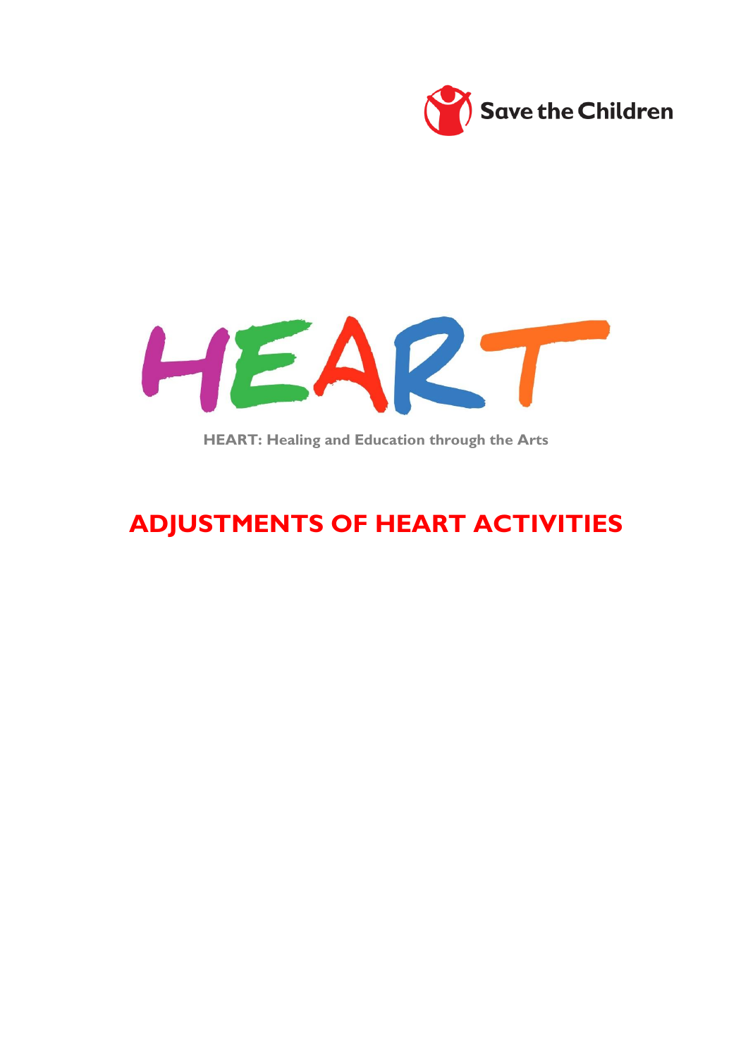Save the Children

HEART

HEART: Healing and Education through the Arts

# ADJUSTMENTS OF HEART ACTIVITIES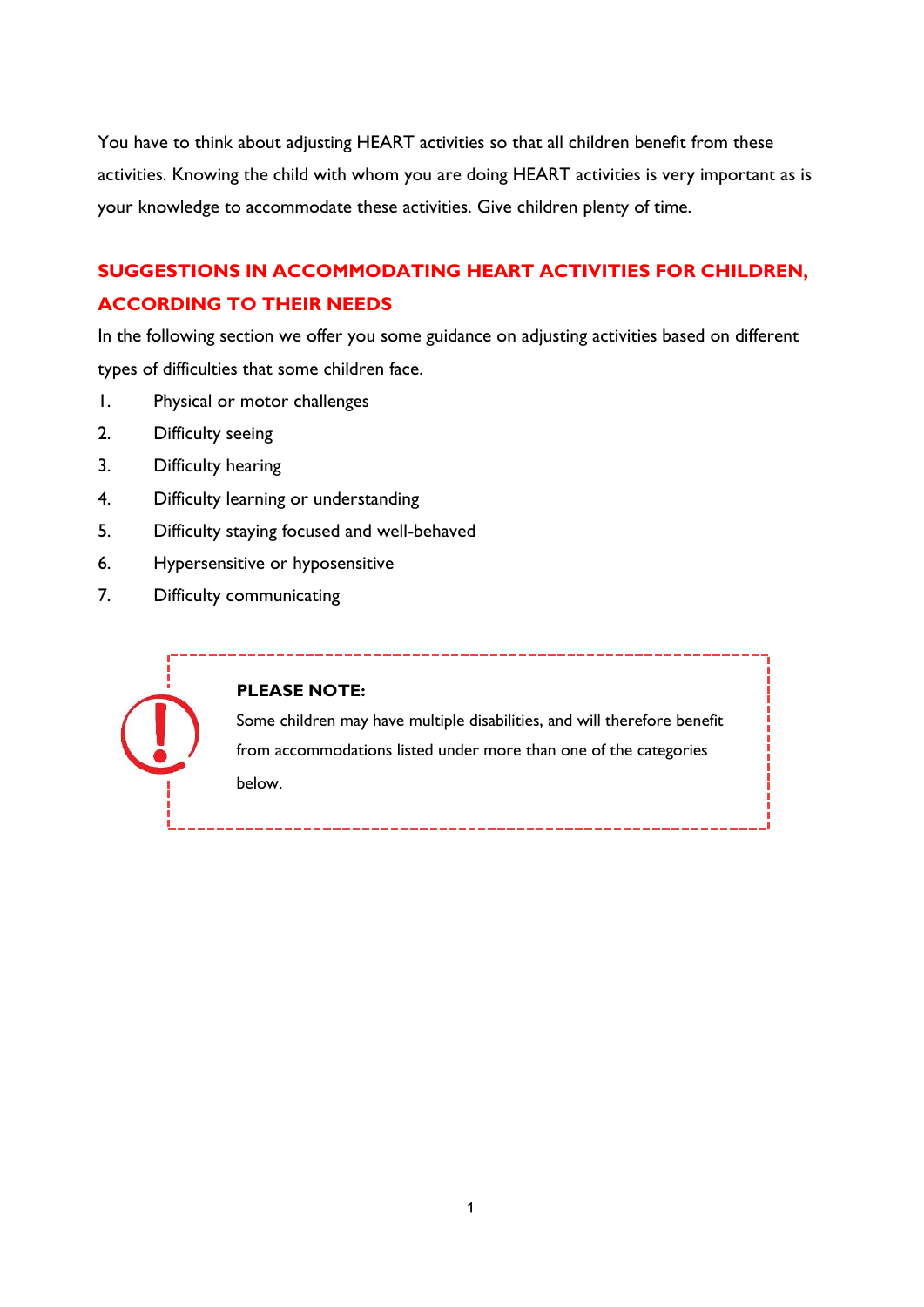You have to think about adjusting HEART activities so that all children benefit from these activities. Knowing the child with whom you are doing HEART activities is very important as is your knowledge to accommodate these activities. Give children plenty of time.

## SUGGESTIONS IN ACCOMMODATING HEART ACTIVITIES FOR CHILDREN, ACCORDING TO THEIR NEEDS

In the following section we offer you some guidance on adjusting activities based on different types of difficulties that some children face.

1. Physical or motor challenges
2. Difficulty seeing
3. Difficulty hearing
4. Difficulty learning or understanding
5. Difficulty staying focused and well-behaved
6. Hypersensitive or hyposensitive
7. Difficulty communicating

**PLEASE NOTE:**

Some children may have multiple disabilities, and will therefore benefit from accommodations listed under more than one of the categories below.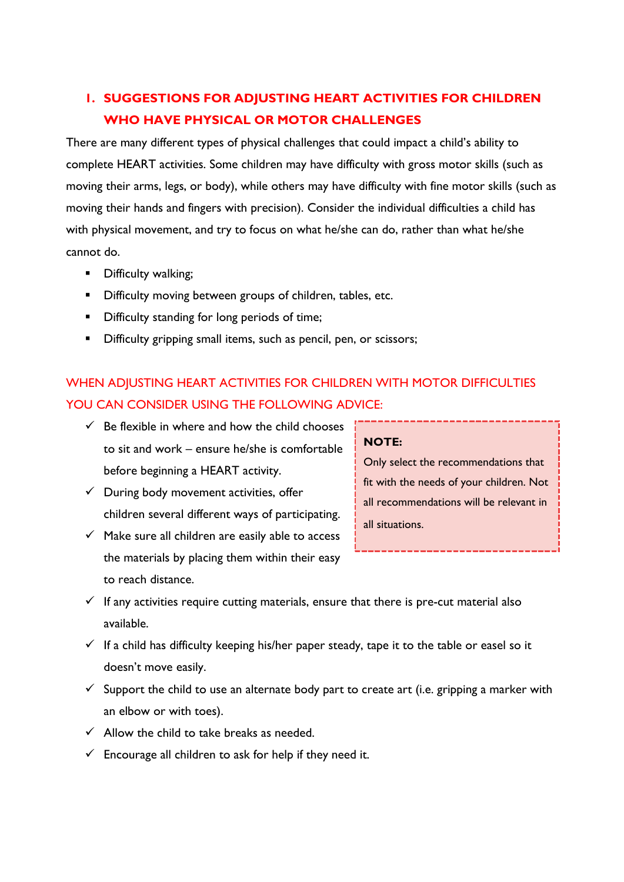## 1. SUGGESTIONS FOR ADJUSTING HEART ACTIVITIES FOR CHILDREN WHO HAVE PHYSICAL OR MOTOR CHALLENGES

There are many different types of physical challenges that could impact a child's ability to complete HEART activities. Some children may have difficulty with gross motor skills (such as moving their arms, legs, or body), while others may have difficulty with fine motor skills (such as moving their hands and fingers with precision). Consider the individual difficulties a child has with physical movement, and try to focus on what he/she can do, rather than what he/she cannot do.

- Difficulty walking;
- Difficulty moving between groups of children, tables, etc.
- Difficulty standing for long periods of time;
- Difficulty gripping small items, such as pencil, pen, or scissors;

### WHEN ADJUSTING HEART ACTIVITIES FOR CHILDREN WITH MOTOR DIFFICULTIES YOU CAN CONSIDER USING THE FOLLOWING ADVICE:

> **NOTE:**
> Only select the recommendations that fit with the needs of your children. Not all recommendations will be relevant in all situations.

- ✓ Be flexible in where and how the child chooses to sit and work – ensure he/she is comfortable before beginning a HEART activity.
- ✓ During body movement activities, offer children several different ways of participating.
- ✓ Make sure all children are easily able to access the materials by placing them within their easy to reach distance.
- ✓ If any activities require cutting materials, ensure that there is pre-cut material also available.
- ✓ If a child has difficulty keeping his/her paper steady, tape it to the table or easel so it doesn't move easily.
- ✓ Support the child to use an alternate body part to create art (i.e. gripping a marker with an elbow or with toes).
- ✓ Allow the child to take breaks as needed.
- ✓ Encourage all children to ask for help if they need it.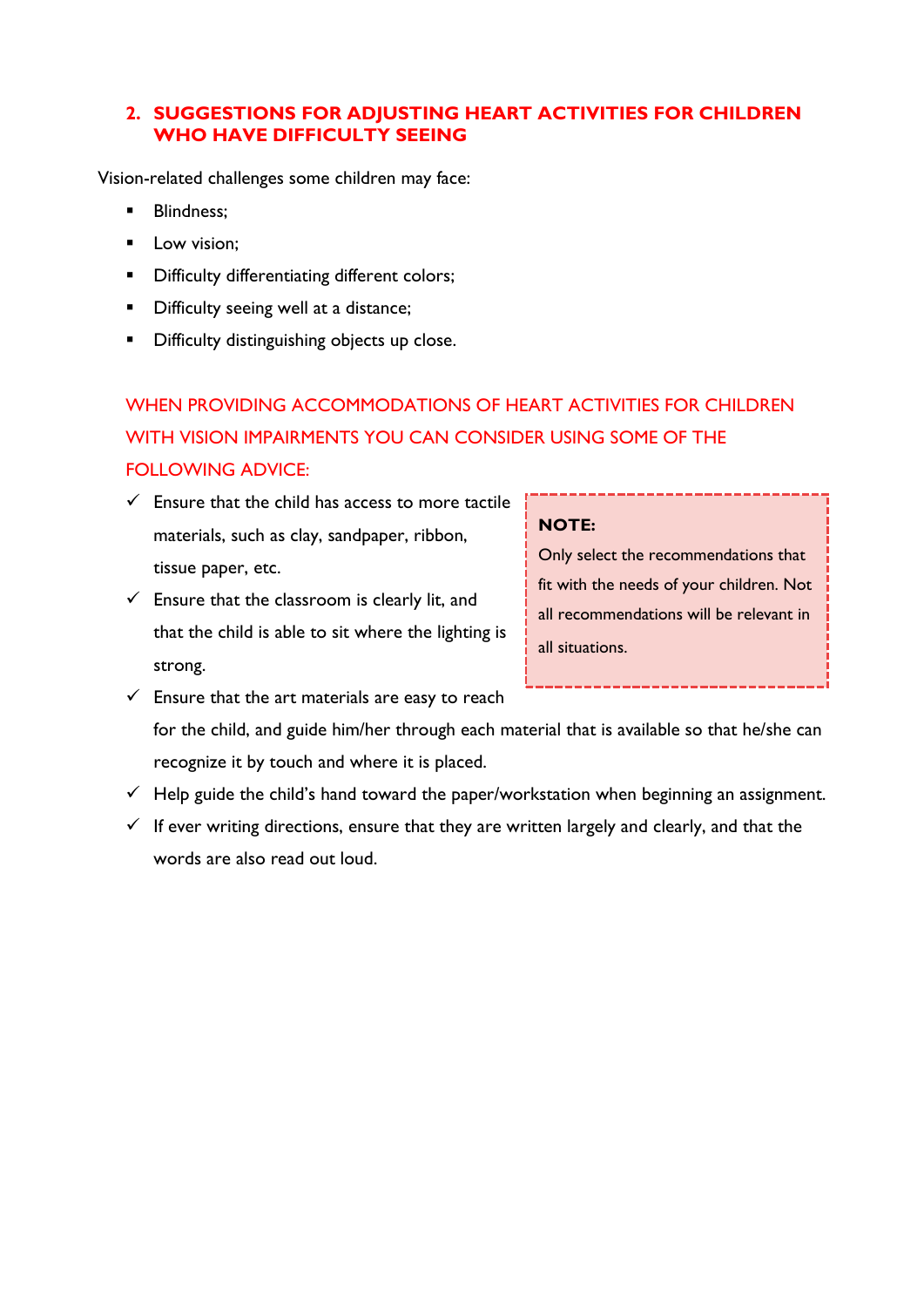## 2. SUGGESTIONS FOR ADJUSTING HEART ACTIVITIES FOR CHILDREN WHO HAVE DIFFICULTY SEEING

Vision-related challenges some children may face:

- Blindness;
- Low vision;
- Difficulty differentiating different colors;
- Difficulty seeing well at a distance;
- Difficulty distinguishing objects up close.

WHEN PROVIDING ACCOMMODATIONS OF HEART ACTIVITIES FOR CHILDREN WITH VISION IMPAIRMENTS YOU CAN CONSIDER USING SOME OF THE FOLLOWING ADVICE:

- ✓ Ensure that the child has access to more tactile materials, such as clay, sandpaper, ribbon, tissue paper, etc.
- ✓ Ensure that the classroom is clearly lit, and that the child is able to sit where the lighting is strong.
- ✓ Ensure that the art materials are easy to reach for the child, and guide him/her through each material that is available so that he/she can recognize it by touch and where it is placed.
- ✓ Help guide the child's hand toward the paper/workstation when beginning an assignment.
- ✓ If ever writing directions, ensure that they are written largely and clearly, and that the words are also read out loud.

> **NOTE:**
> Only select the recommendations that fit with the needs of your children. Not all recommendations will be relevant in all situations.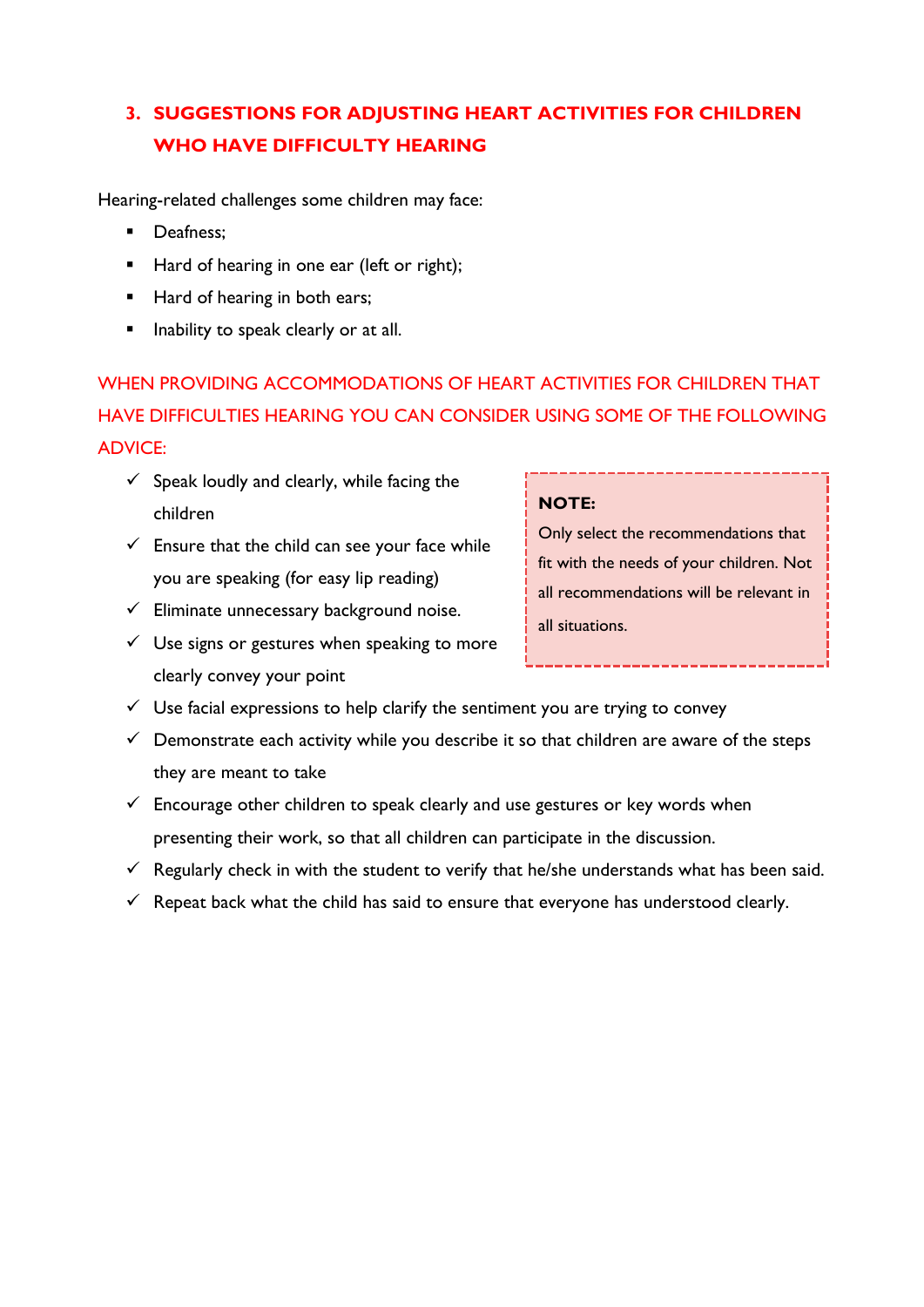## 3. SUGGESTIONS FOR ADJUSTING HEART ACTIVITIES FOR CHILDREN WHO HAVE DIFFICULTY HEARING

Hearing-related challenges some children may face:

- Deafness;
- Hard of hearing in one ear (left or right);
- Hard of hearing in both ears;
- Inability to speak clearly or at all.

WHEN PROVIDING ACCOMMODATIONS OF HEART ACTIVITIES FOR CHILDREN THAT HAVE DIFFICULTIES HEARING YOU CAN CONSIDER USING SOME OF THE FOLLOWING ADVICE:

> **NOTE:**
> Only select the recommendations that fit with the needs of your children. Not all recommendations will be relevant in all situations.

- ✓ Speak loudly and clearly, while facing the children
- ✓ Ensure that the child can see your face while you are speaking (for easy lip reading)
- ✓ Eliminate unnecessary background noise.
- ✓ Use signs or gestures when speaking to more clearly convey your point
- ✓ Use facial expressions to help clarify the sentiment you are trying to convey
- ✓ Demonstrate each activity while you describe it so that children are aware of the steps they are meant to take
- ✓ Encourage other children to speak clearly and use gestures or key words when presenting their work, so that all children can participate in the discussion.
- ✓ Regularly check in with the student to verify that he/she understands what has been said.
- ✓ Repeat back what the child has said to ensure that everyone has understood clearly.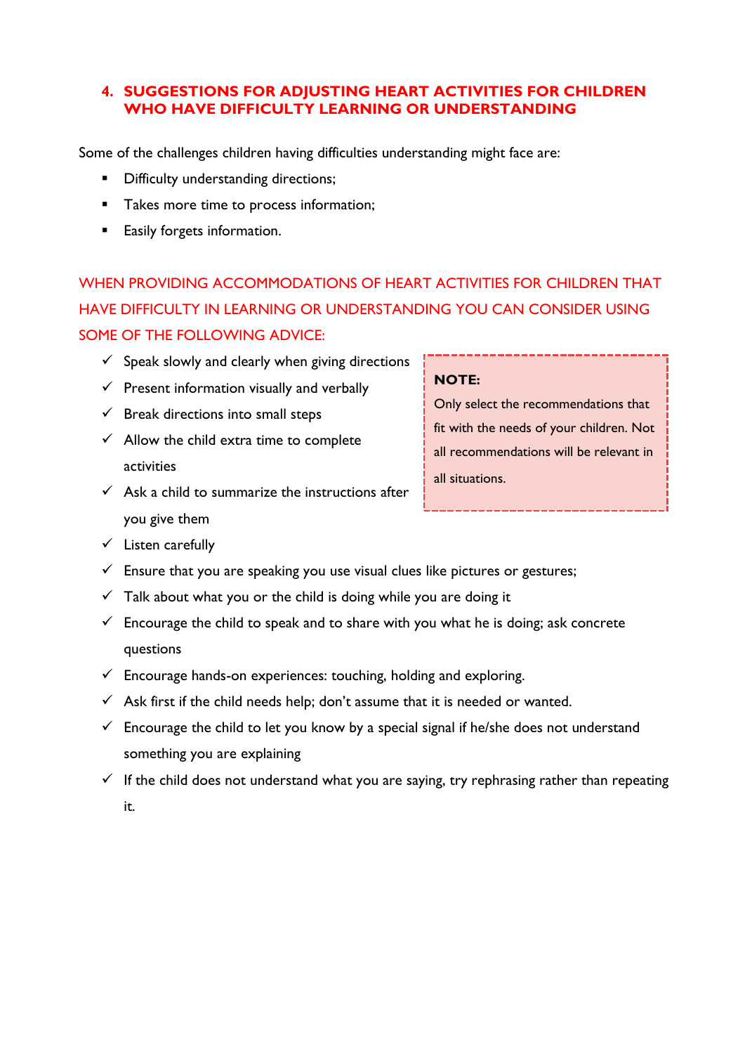## 4. SUGGESTIONS FOR ADJUSTING HEART ACTIVITIES FOR CHILDREN WHO HAVE DIFFICULTY LEARNING OR UNDERSTANDING

Some of the challenges children having difficulties understanding might face are:

- Difficulty understanding directions;
- Takes more time to process information;
- Easily forgets information.

WHEN PROVIDING ACCOMMODATIONS OF HEART ACTIVITIES FOR CHILDREN THAT HAVE DIFFICULTY IN LEARNING OR UNDERSTANDING YOU CAN CONSIDER USING SOME OF THE FOLLOWING ADVICE:

- ✓ Speak slowly and clearly when giving directions
- ✓ Present information visually and verbally
- ✓ Break directions into small steps
- ✓ Allow the child extra time to complete activities
- ✓ Ask a child to summarize the instructions after you give them
- ✓ Listen carefully
- ✓ Ensure that you are speaking you use visual clues like pictures or gestures;
- ✓ Talk about what you or the child is doing while you are doing it
- ✓ Encourage the child to speak and to share with you what he is doing; ask concrete questions
- ✓ Encourage hands-on experiences: touching, holding and exploring.
- ✓ Ask first if the child needs help; don't assume that it is needed or wanted.
- ✓ Encourage the child to let you know by a special signal if he/she does not understand something you are explaining
- ✓ If the child does not understand what you are saying, try rephrasing rather than repeating it.

> **NOTE:**
> Only select the recommendations that fit with the needs of your children. Not all recommendations will be relevant in all situations.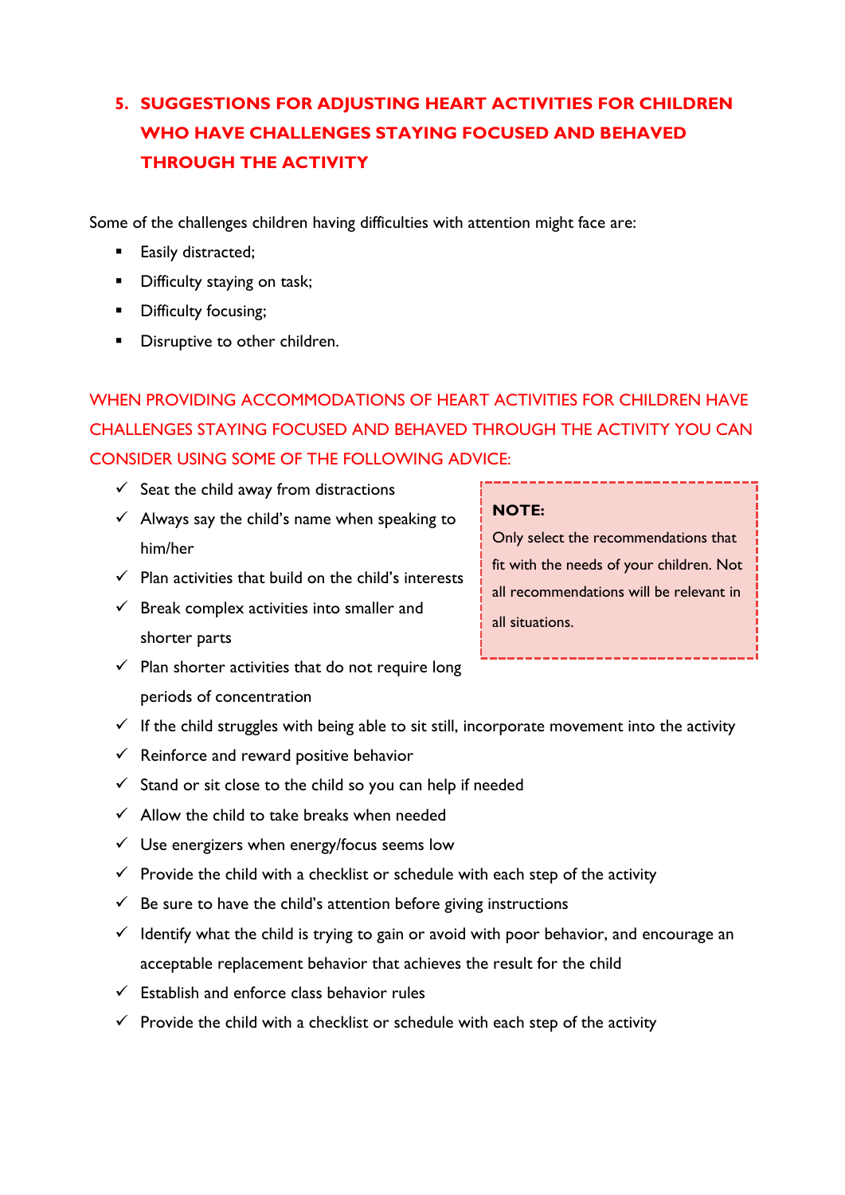## 5. SUGGESTIONS FOR ADJUSTING HEART ACTIVITIES FOR CHILDREN WHO HAVE CHALLENGES STAYING FOCUSED AND BEHAVED THROUGH THE ACTIVITY

Some of the challenges children having difficulties with attention might face are:

- Easily distracted;
- Difficulty staying on task;
- Difficulty focusing;
- Disruptive to other children.

WHEN PROVIDING ACCOMMODATIONS OF HEART ACTIVITIES FOR CHILDREN HAVE CHALLENGES STAYING FOCUSED AND BEHAVED THROUGH THE ACTIVITY YOU CAN CONSIDER USING SOME OF THE FOLLOWING ADVICE:

> **NOTE:**
> Only select the recommendations that fit with the needs of your children. Not all recommendations will be relevant in all situations.

- ✓ Seat the child away from distractions
- ✓ Always say the child's name when speaking to him/her
- ✓ Plan activities that build on the child's interests
- ✓ Break complex activities into smaller and shorter parts
- ✓ Plan shorter activities that do not require long periods of concentration
- ✓ If the child struggles with being able to sit still, incorporate movement into the activity
- ✓ Reinforce and reward positive behavior
- ✓ Stand or sit close to the child so you can help if needed
- ✓ Allow the child to take breaks when needed
- ✓ Use energizers when energy/focus seems low
- ✓ Provide the child with a checklist or schedule with each step of the activity
- ✓ Be sure to have the child's attention before giving instructions
- ✓ Identify what the child is trying to gain or avoid with poor behavior, and encourage an acceptable replacement behavior that achieves the result for the child
- ✓ Establish and enforce class behavior rules
- ✓ Provide the child with a checklist or schedule with each step of the activity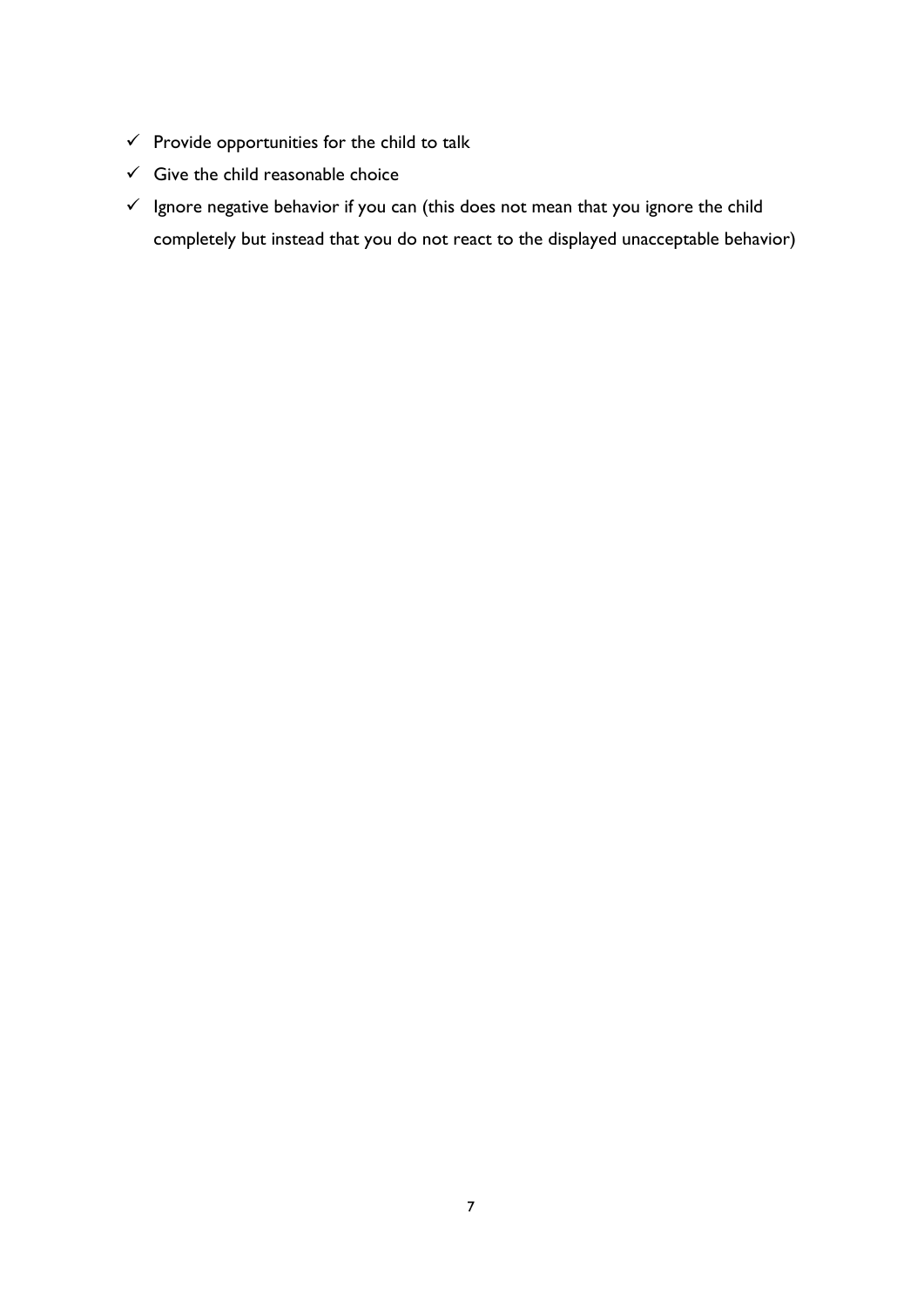- ✓ Provide opportunities for the child to talk
- ✓ Give the child reasonable choice
- ✓ Ignore negative behavior if you can (this does not mean that you ignore the child completely but instead that you do not react to the displayed unacceptable behavior)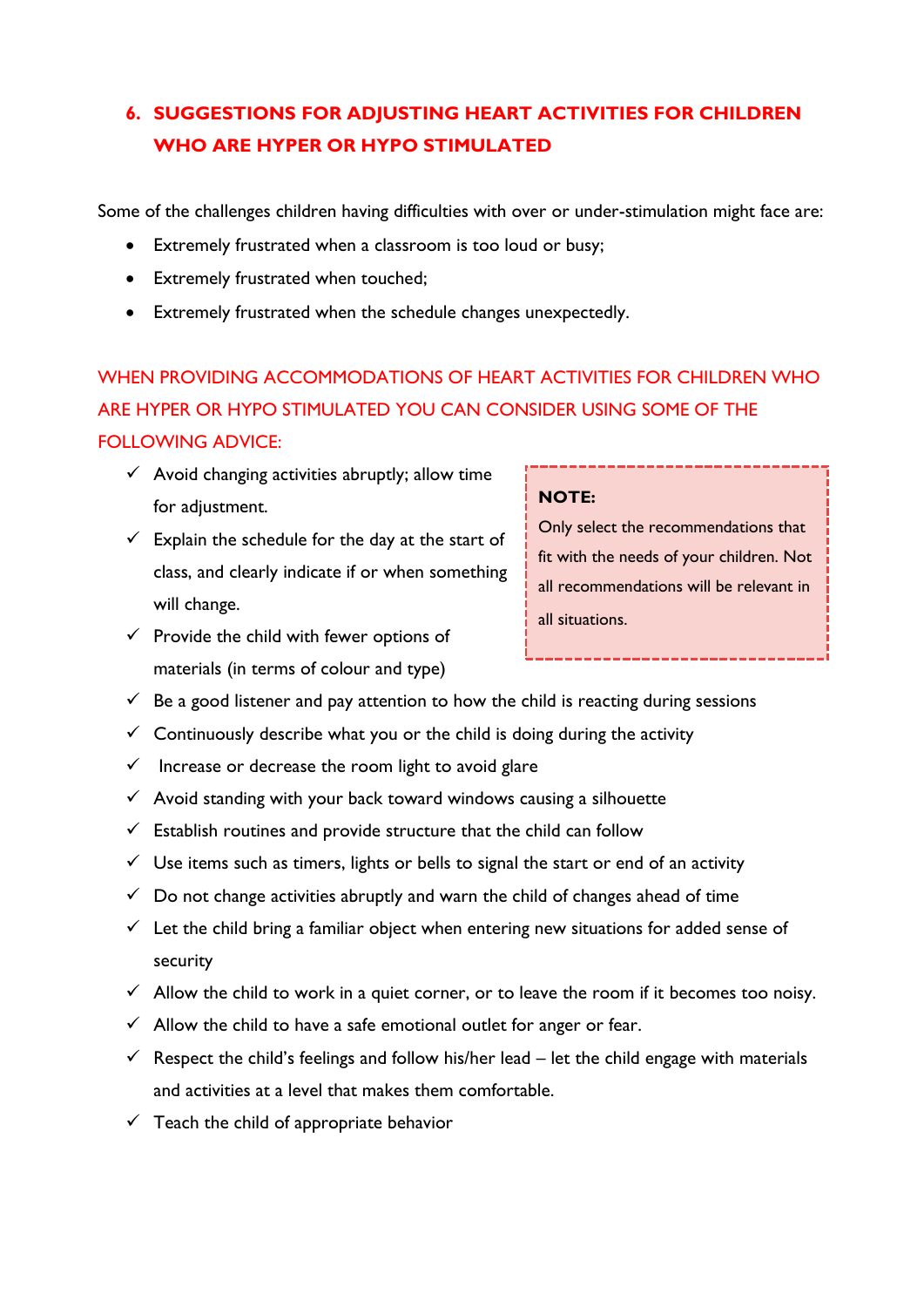## 6. SUGGESTIONS FOR ADJUSTING HEART ACTIVITIES FOR CHILDREN WHO ARE HYPER OR HYPO STIMULATED

Some of the challenges children having difficulties with over or under-stimulation might face are:

- Extremely frustrated when a classroom is too loud or busy;
- Extremely frustrated when touched;
- Extremely frustrated when the schedule changes unexpectedly.

WHEN PROVIDING ACCOMMODATIONS OF HEART ACTIVITIES FOR CHILDREN WHO ARE HYPER OR HYPO STIMULATED YOU CAN CONSIDER USING SOME OF THE FOLLOWING ADVICE:

> **NOTE:**
> Only select the recommendations that fit with the needs of your children. Not all recommendations will be relevant in all situations.

- ✓ Avoid changing activities abruptly; allow time for adjustment.
- ✓ Explain the schedule for the day at the start of class, and clearly indicate if or when something will change.
- ✓ Provide the child with fewer options of materials (in terms of colour and type)
- ✓ Be a good listener and pay attention to how the child is reacting during sessions
- ✓ Continuously describe what you or the child is doing during the activity
- ✓ Increase or decrease the room light to avoid glare
- ✓ Avoid standing with your back toward windows causing a silhouette
- ✓ Establish routines and provide structure that the child can follow
- ✓ Use items such as timers, lights or bells to signal the start or end of an activity
- ✓ Do not change activities abruptly and warn the child of changes ahead of time
- ✓ Let the child bring a familiar object when entering new situations for added sense of security
- ✓ Allow the child to work in a quiet corner, or to leave the room if it becomes too noisy.
- ✓ Allow the child to have a safe emotional outlet for anger or fear.
- ✓ Respect the child's feelings and follow his/her lead – let the child engage with materials and activities at a level that makes them comfortable.
- ✓ Teach the child of appropriate behavior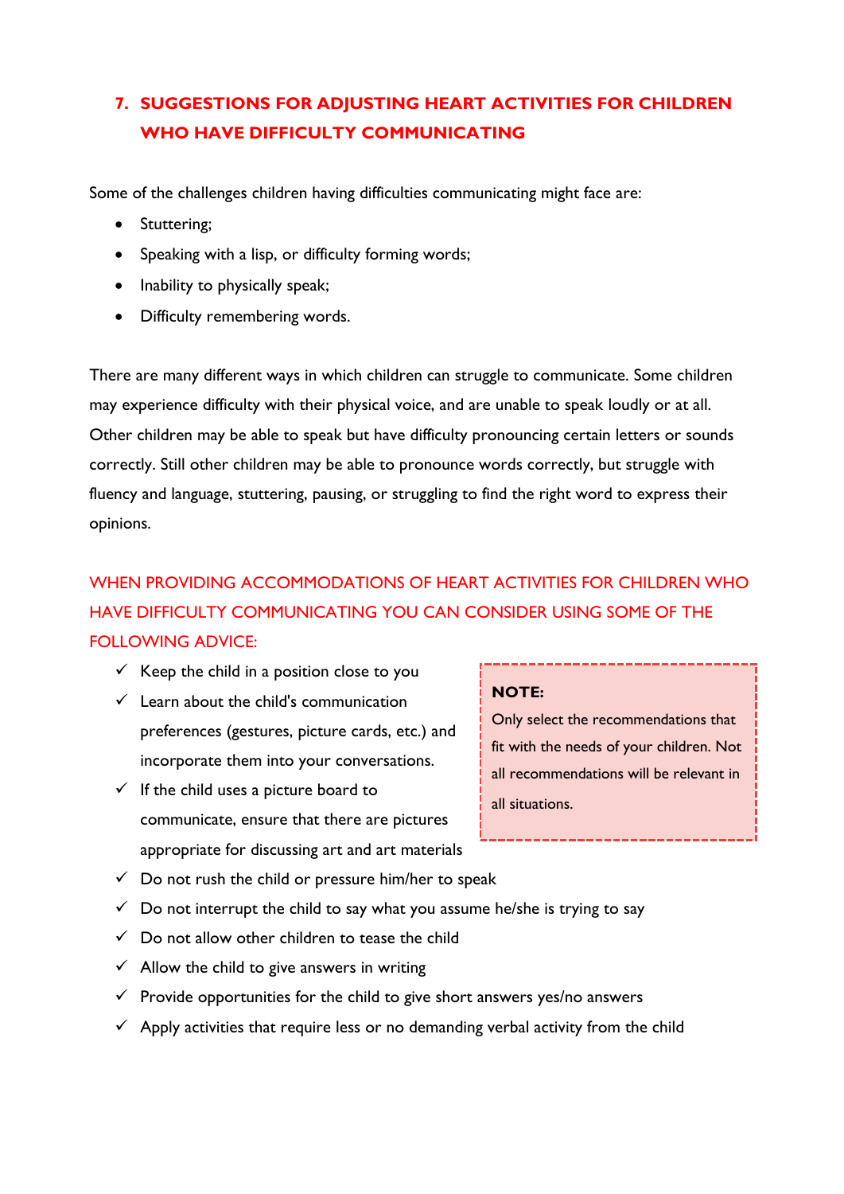## 7. SUGGESTIONS FOR ADJUSTING HEART ACTIVITIES FOR CHILDREN WHO HAVE DIFFICULTY COMMUNICATING

Some of the challenges children having difficulties communicating might face are:

- Stuttering;
- Speaking with a lisp, or difficulty forming words;
- Inability to physically speak;
- Difficulty remembering words.

There are many different ways in which children can struggle to communicate. Some children may experience difficulty with their physical voice, and are unable to speak loudly or at all. Other children may be able to speak but have difficulty pronouncing certain letters or sounds correctly. Still other children may be able to pronounce words correctly, but struggle with fluency and language, stuttering, pausing, or struggling to find the right word to express their opinions.

WHEN PROVIDING ACCOMMODATIONS OF HEART ACTIVITIES FOR CHILDREN WHO HAVE DIFFICULTY COMMUNICATING YOU CAN CONSIDER USING SOME OF THE FOLLOWING ADVICE:

- ✓ Keep the child in a position close to you
- ✓ Learn about the child's communication preferences (gestures, picture cards, etc.) and incorporate them into your conversations.
- ✓ If the child uses a picture board to communicate, ensure that there are pictures appropriate for discussing art and art materials
- ✓ Do not rush the child or pressure him/her to speak
- ✓ Do not interrupt the child to say what you assume he/she is trying to say
- ✓ Do not allow other children to tease the child
- ✓ Allow the child to give answers in writing
- ✓ Provide opportunities for the child to give short answers yes/no answers
- ✓ Apply activities that require less or no demanding verbal activity from the child

> **NOTE:**
> Only select the recommendations that fit with the needs of your children. Not all recommendations will be relevant in all situations.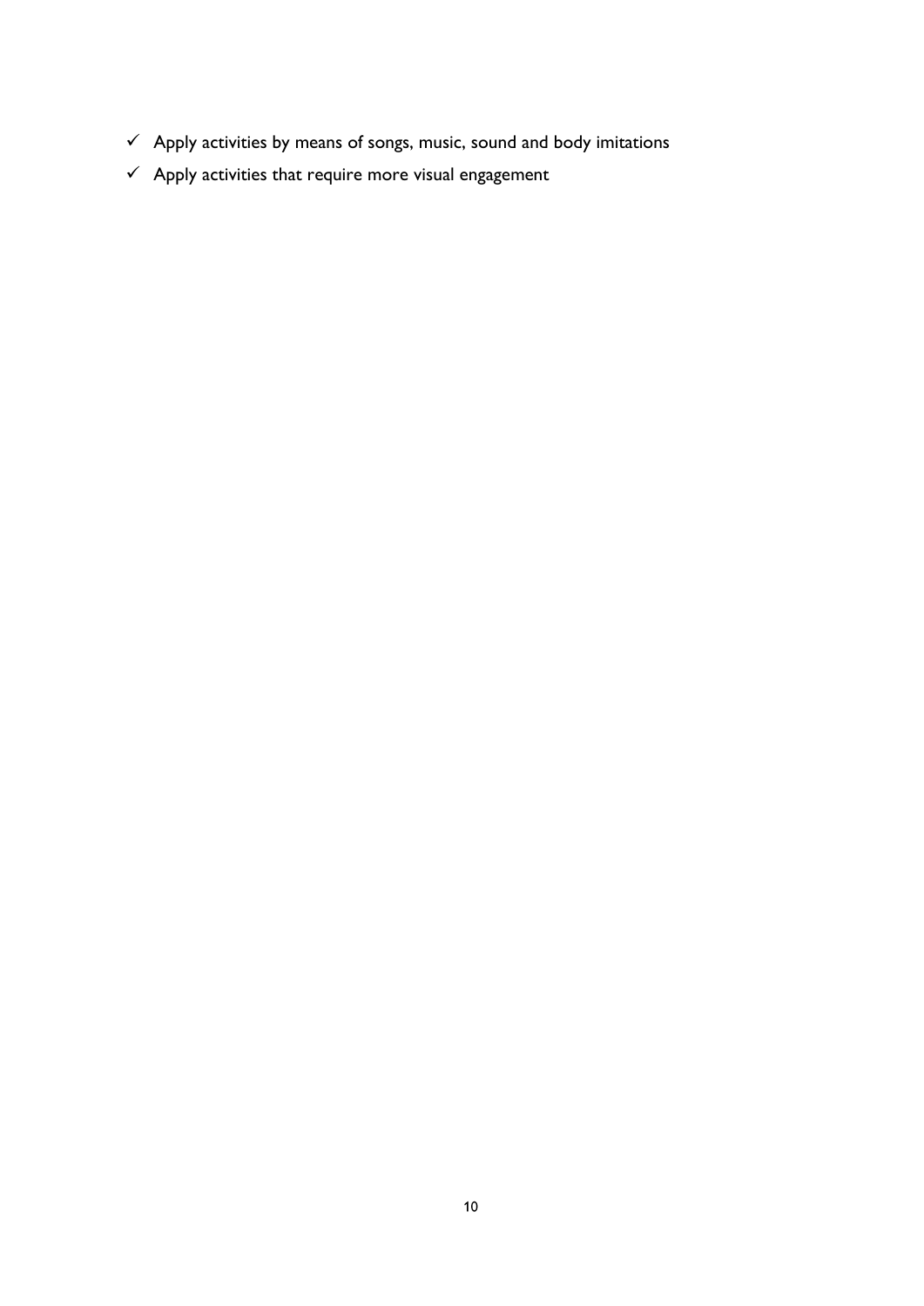- ✓ Apply activities by means of songs, music, sound and body imitations
- ✓ Apply activities that require more visual engagement